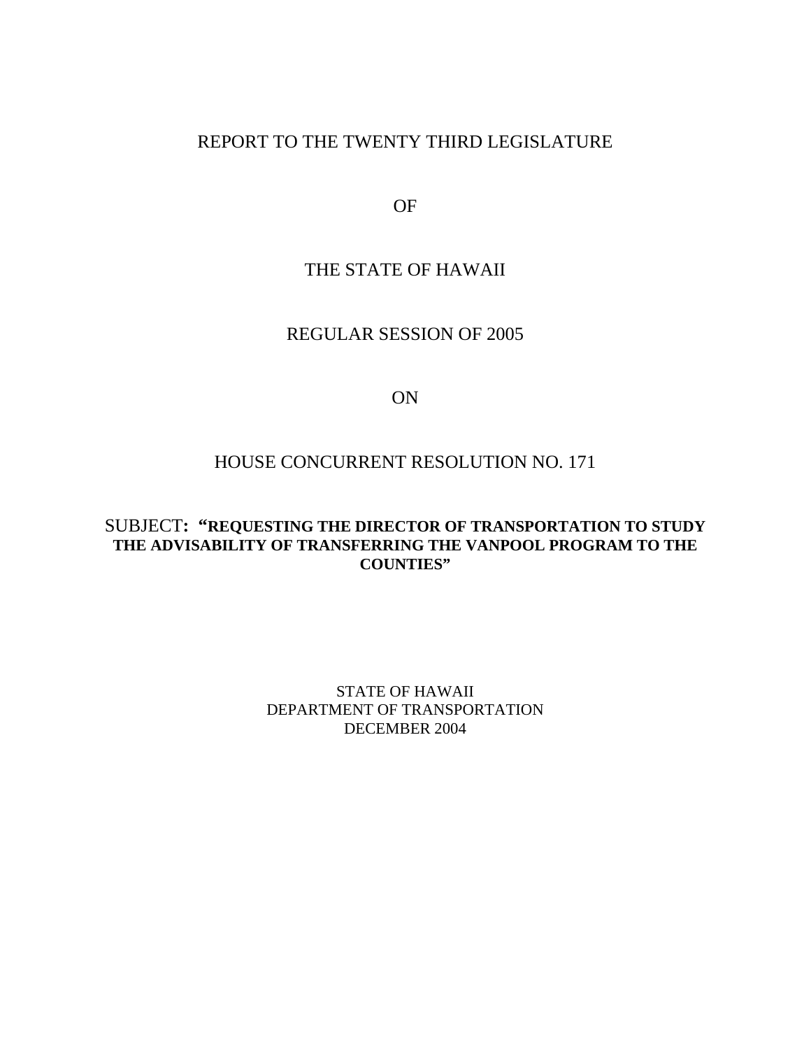REPORT TO THE TWENTY THIRD LEGISLATURE

OF

THE STATE OF HAWAII

REGULAR SESSION OF 2005

ON

HOUSE CONCURRENT RESOLUTION NO. 171

SUBJECT**: “REQUESTING THE DIRECTOR OF TRANSPORTATION TO STUDY THE ADVISABILITY OF TRANSFERRING THE VANPOOL PROGRAM TO THE COUNTIES”**

STATE OF HAWAII
DEPARTMENT OF TRANSPORTATION
DECEMBER 2004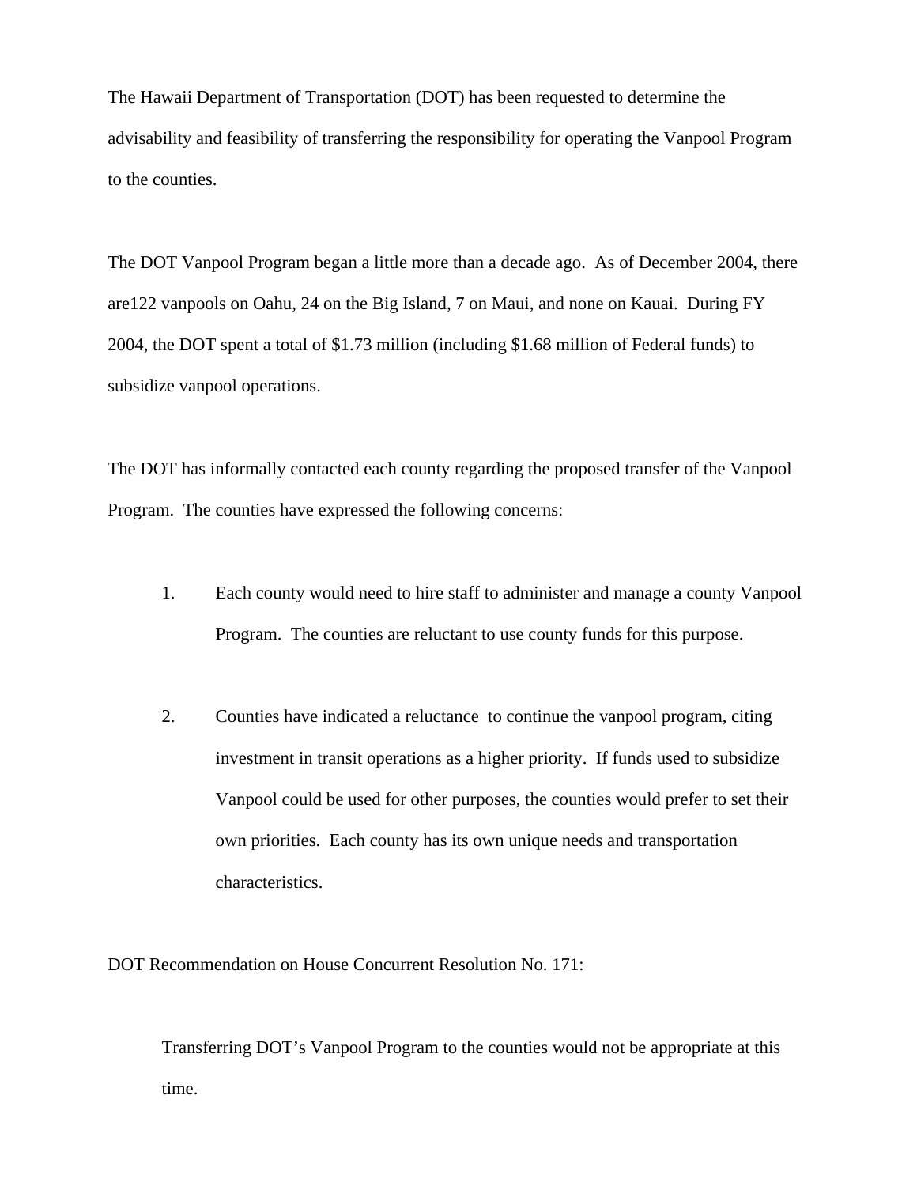The Hawaii Department of Transportation (DOT) has been requested to determine the advisability and feasibility of transferring the responsibility for operating the Vanpool Program to the counties.

The DOT Vanpool Program began a little more than a decade ago. As of December 2004, there are122 vanpools on Oahu, 24 on the Big Island, 7 on Maui, and none on Kauai. During FY 2004, the DOT spent a total of $1.73 million (including $1.68 million of Federal funds) to subsidize vanpool operations.

The DOT has informally contacted each county regarding the proposed transfer of the Vanpool Program. The counties have expressed the following concerns:

1. Each county would need to hire staff to administer and manage a county Vanpool Program. The counties are reluctant to use county funds for this purpose.

2. Counties have indicated a reluctance to continue the vanpool program, citing investment in transit operations as a higher priority. If funds used to subsidize Vanpool could be used for other purposes, the counties would prefer to set their own priorities. Each county has its own unique needs and transportation characteristics.

DOT Recommendation on House Concurrent Resolution No. 171:

> Transferring DOT's Vanpool Program to the counties would not be appropriate at this time.